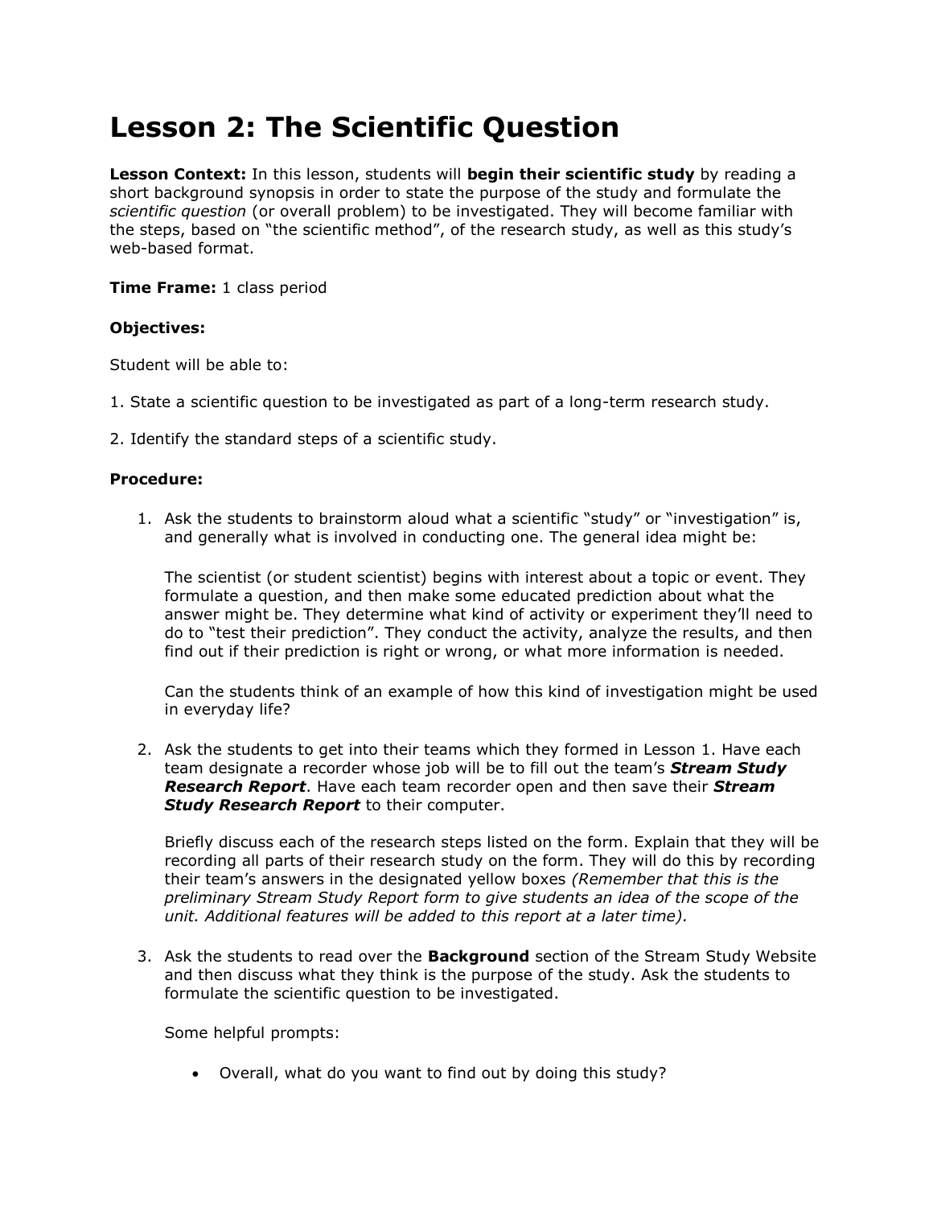# Lesson 2: The Scientific Question

**Lesson Context:** In this lesson, students will **begin their scientific study** by reading a short background synopsis in order to state the purpose of the study and formulate the *scientific question* (or overall problem) to be investigated. They will become familiar with the steps, based on "the scientific method", of the research study, as well as this study's web-based format.

**Time Frame:** 1 class period

**Objectives:**

Student will be able to:

1. State a scientific question to be investigated as part of a long-term research study.

2. Identify the standard steps of a scientific study.

**Procedure:**

1. Ask the students to brainstorm aloud what a scientific "study" or "investigation" is, and generally what is involved in conducting one. The general idea might be:

   The scientist (or student scientist) begins with interest about a topic or event. They formulate a question, and then make some educated prediction about what the answer might be. They determine what kind of activity or experiment they'll need to do to "test their prediction". They conduct the activity, analyze the results, and then find out if their prediction is right or wrong, or what more information is needed.

   Can the students think of an example of how this kind of investigation might be used in everyday life?

2. Ask the students to get into their teams which they formed in Lesson 1. Have each team designate a recorder whose job will be to fill out the team's ***Stream Study Research Report***. Have each team recorder open and then save their ***Stream Study Research Report*** to their computer.

   Briefly discuss each of the research steps listed on the form. Explain that they will be recording all parts of their research study on the form. They will do this by recording their team's answers in the designated yellow boxes *(Remember that this is the preliminary Stream Study Report form to give students an idea of the scope of the unit. Additional features will be added to this report at a later time).*

3. Ask the students to read over the **Background** section of the Stream Study Website and then discuss what they think is the purpose of the study. Ask the students to formulate the scientific question to be investigated.

   Some helpful prompts:

   - Overall, what do you want to find out by doing this study?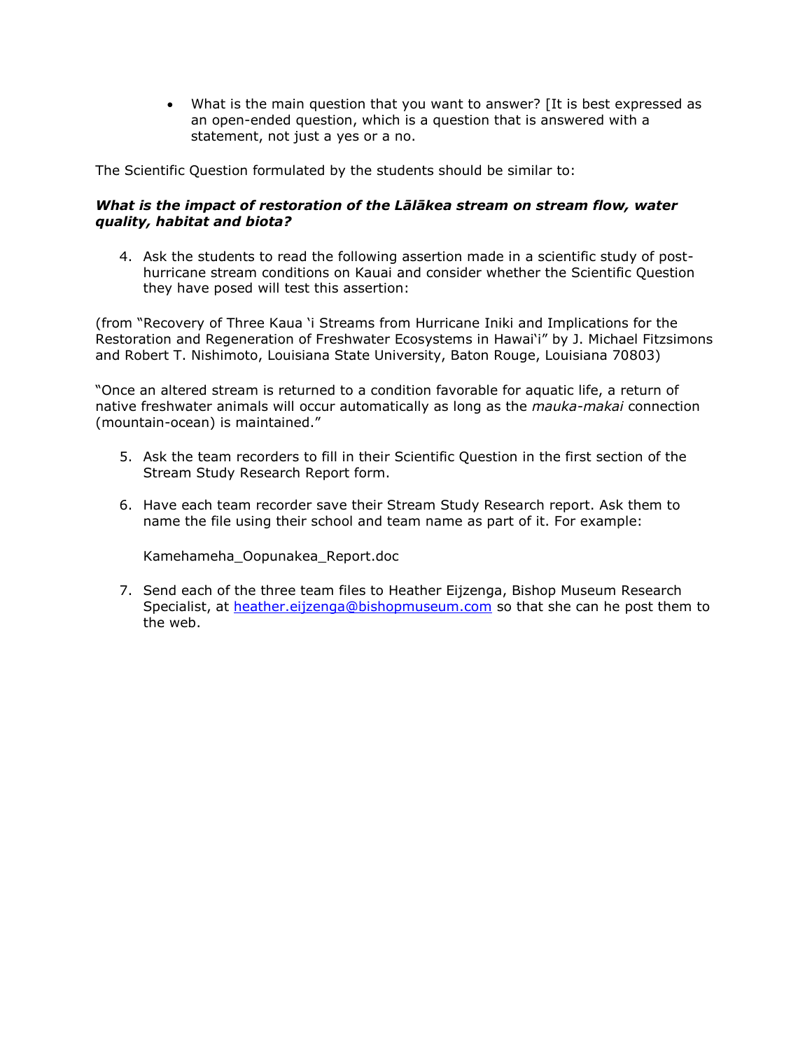- What is the main question that you want to answer? [It is best expressed as an open-ended question, which is a question that is answered with a statement, not just a yes or a no.

The Scientific Question formulated by the students should be similar to:

***What is the impact of restoration of the Lālākea stream on stream flow, water quality, habitat and biota?***

4. Ask the students to read the following assertion made in a scientific study of post-hurricane stream conditions on Kauai and consider whether the Scientific Question they have posed will test this assertion:

(from "Recovery of Three Kaua 'i Streams from Hurricane Iniki and Implications for the Restoration and Regeneration of Freshwater Ecosystems in Hawai'i" by J. Michael Fitzsimons and Robert T. Nishimoto, Louisiana State University, Baton Rouge, Louisiana 70803)

"Once an altered stream is returned to a condition favorable for aquatic life, a return of native freshwater animals will occur automatically as long as the *mauka-makai* connection (mountain-ocean) is maintained."

5. Ask the team recorders to fill in their Scientific Question in the first section of the Stream Study Research Report form.

6. Have each team recorder save their Stream Study Research report. Ask them to name the file using their school and team name as part of it. For example:

   Kamehameha_Oopunakea_Report.doc

7. Send each of the three team files to Heather Eijzenga, Bishop Museum Research Specialist, at [heather.eijzenga@bishopmuseum.com](mailto:heather.eijzenga@bishopmuseum.com) so that she can he post them to the web.